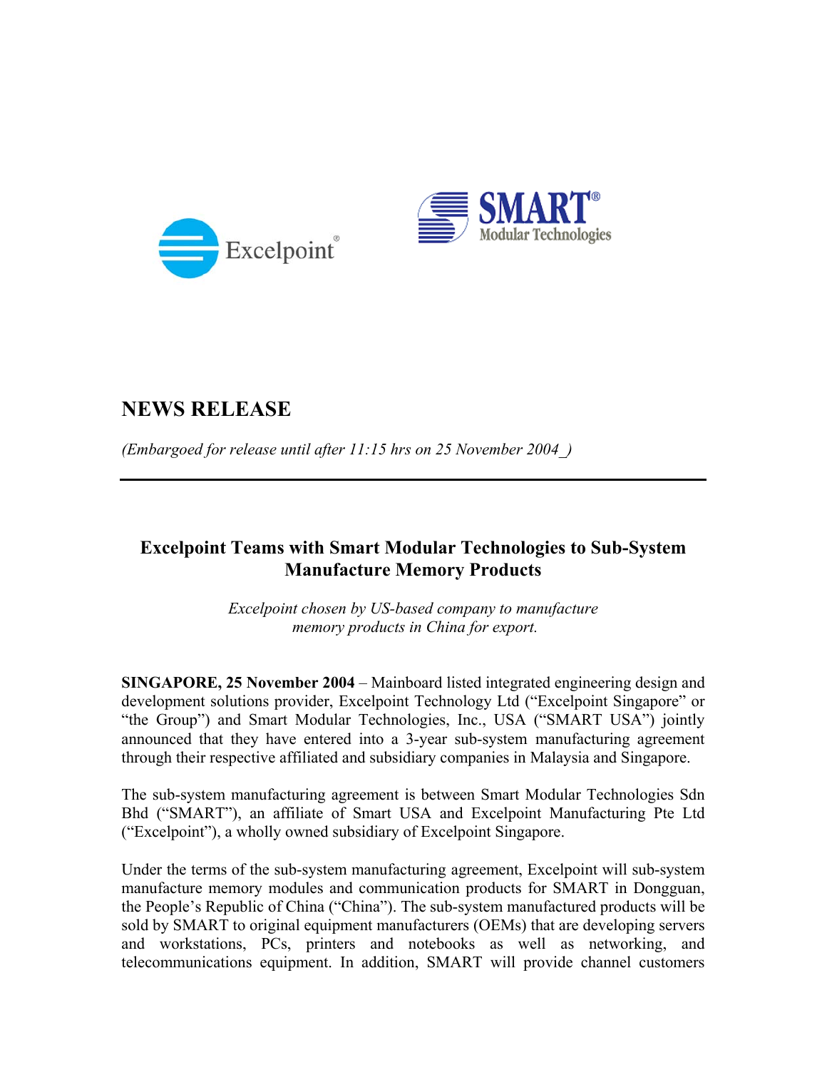Excelpoint®

SMART® Modular Technologies

# NEWS RELEASE

*(Embargoed for release until after 11:15 hrs on 25 November 2004_)*

---

## Excelpoint Teams with Smart Modular Technologies to Sub-System Manufacture Memory Products

*Excelpoint chosen by US-based company to manufacture memory products in China for export.*

**SINGAPORE, 25 November 2004** – Mainboard listed integrated engineering design and development solutions provider, Excelpoint Technology Ltd ("Excelpoint Singapore" or "the Group") and Smart Modular Technologies, Inc., USA ("SMART USA") jointly announced that they have entered into a 3-year sub-system manufacturing agreement through their respective affiliated and subsidiary companies in Malaysia and Singapore.

The sub-system manufacturing agreement is between Smart Modular Technologies Sdn Bhd ("SMART"), an affiliate of Smart USA and Excelpoint Manufacturing Pte Ltd ("Excelpoint"), a wholly owned subsidiary of Excelpoint Singapore.

Under the terms of the sub-system manufacturing agreement, Excelpoint will sub-system manufacture memory modules and communication products for SMART in Dongguan, the People's Republic of China ("China"). The sub-system manufactured products will be sold by SMART to original equipment manufacturers (OEMs) that are developing servers and workstations, PCs, printers and notebooks as well as networking, and telecommunications equipment. In addition, SMART will provide channel customers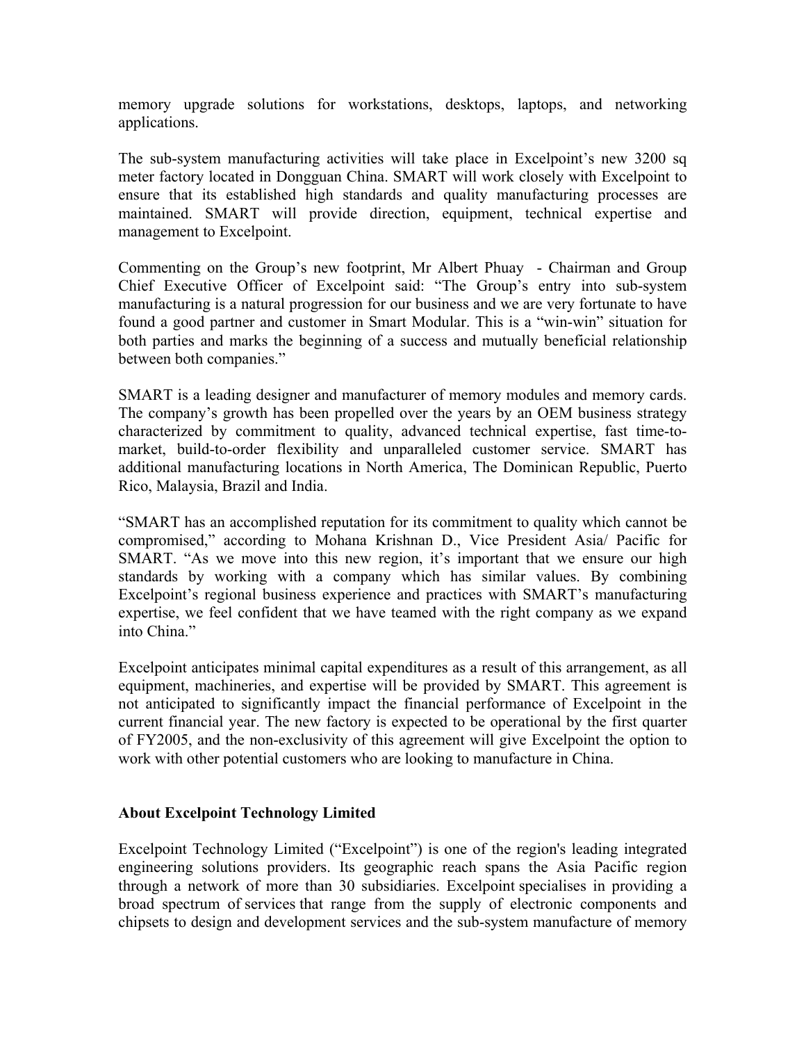memory upgrade solutions for workstations, desktops, laptops, and networking applications.

The sub-system manufacturing activities will take place in Excelpoint's new 3200 sq meter factory located in Dongguan China. SMART will work closely with Excelpoint to ensure that its established high standards and quality manufacturing processes are maintained. SMART will provide direction, equipment, technical expertise and management to Excelpoint.

Commenting on the Group's new footprint, Mr Albert Phuay - Chairman and Group Chief Executive Officer of Excelpoint said: "The Group's entry into sub-system manufacturing is a natural progression for our business and we are very fortunate to have found a good partner and customer in Smart Modular. This is a "win-win" situation for both parties and marks the beginning of a success and mutually beneficial relationship between both companies."

SMART is a leading designer and manufacturer of memory modules and memory cards. The company's growth has been propelled over the years by an OEM business strategy characterized by commitment to quality, advanced technical expertise, fast time-to-market, build-to-order flexibility and unparalleled customer service. SMART has additional manufacturing locations in North America, The Dominican Republic, Puerto Rico, Malaysia, Brazil and India.

"SMART has an accomplished reputation for its commitment to quality which cannot be compromised," according to Mohana Krishnan D., Vice President Asia/ Pacific for SMART. "As we move into this new region, it's important that we ensure our high standards by working with a company which has similar values. By combining Excelpoint's regional business experience and practices with SMART's manufacturing expertise, we feel confident that we have teamed with the right company as we expand into China."

Excelpoint anticipates minimal capital expenditures as a result of this arrangement, as all equipment, machineries, and expertise will be provided by SMART. This agreement is not anticipated to significantly impact the financial performance of Excelpoint in the current financial year. The new factory is expected to be operational by the first quarter of FY2005, and the non-exclusivity of this agreement will give Excelpoint the option to work with other potential customers who are looking to manufacture in China.

**About Excelpoint Technology Limited**

Excelpoint Technology Limited ("Excelpoint") is one of the region's leading integrated engineering solutions providers. Its geographic reach spans the Asia Pacific region through a network of more than 30 subsidiaries. Excelpoint specialises in providing a broad spectrum of services that range from the supply of electronic components and chipsets to design and development services and the sub-system manufacture of memory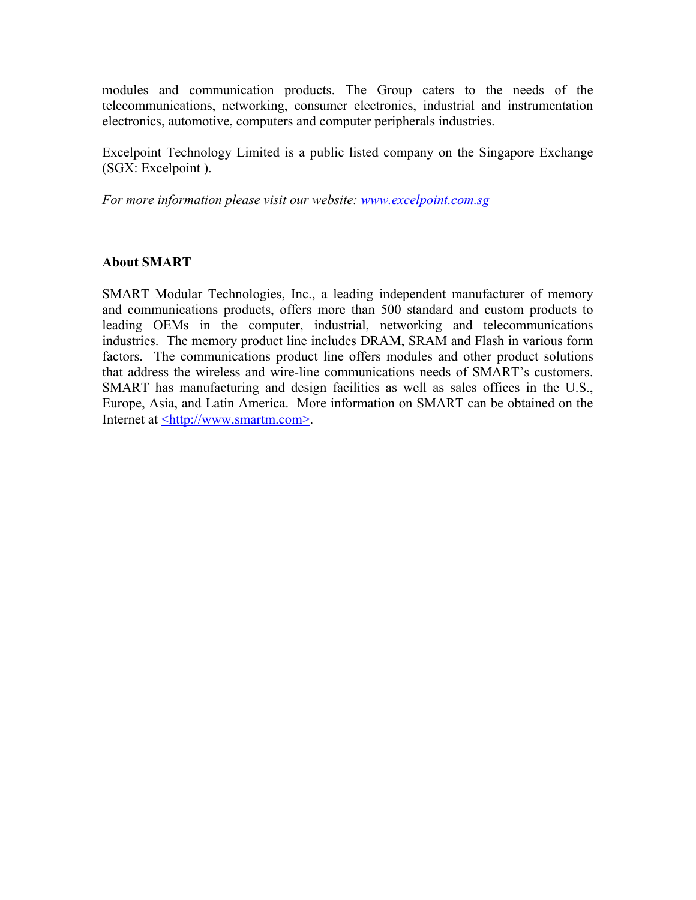modules and communication products. The Group caters to the needs of the telecommunications, networking, consumer electronics, industrial and instrumentation electronics, automotive, computers and computer peripherals industries.

Excelpoint Technology Limited is a public listed company on the Singapore Exchange (SGX: Excelpoint ).

*For more information please visit our website: www.excelpoint.com.sg*

**About SMART**

SMART Modular Technologies, Inc., a leading independent manufacturer of memory and communications products, offers more than 500 standard and custom products to leading OEMs in the computer, industrial, networking and telecommunications industries. The memory product line includes DRAM, SRAM and Flash in various form factors. The communications product line offers modules and other product solutions that address the wireless and wire-line communications needs of SMART's customers. SMART has manufacturing and design facilities as well as sales offices in the U.S., Europe, Asia, and Latin America. More information on SMART can be obtained on the Internet at <http://www.smartm.com>.